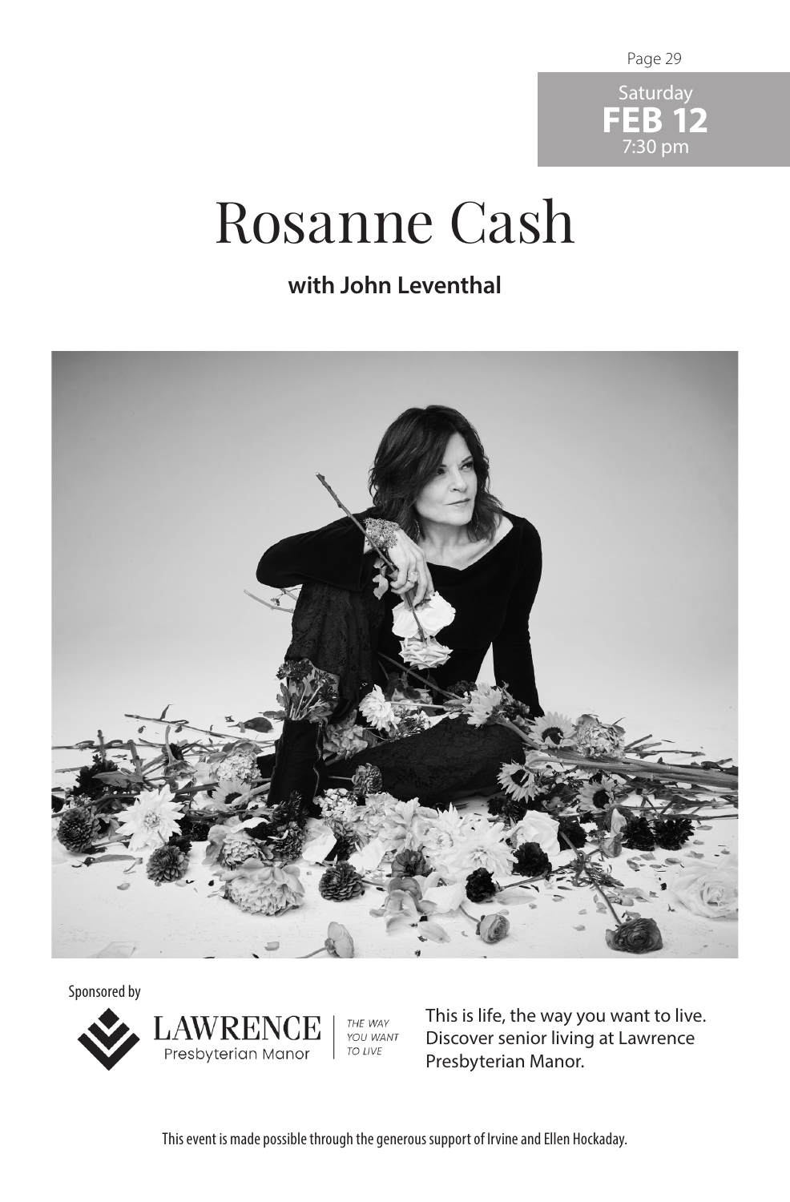Saturday
**FEB 12**
7:30 pm

# Rosanne Cash

**with John Leventhal**

Sponsored by

LAWRENCE Presbyterian Manor | THE WAY YOU WANT TO LIVE

This is life, the way you want to live. Discover senior living at Lawrence Presbyterian Manor.

This event is made possible through the generous support of Irvine and Ellen Hockaday.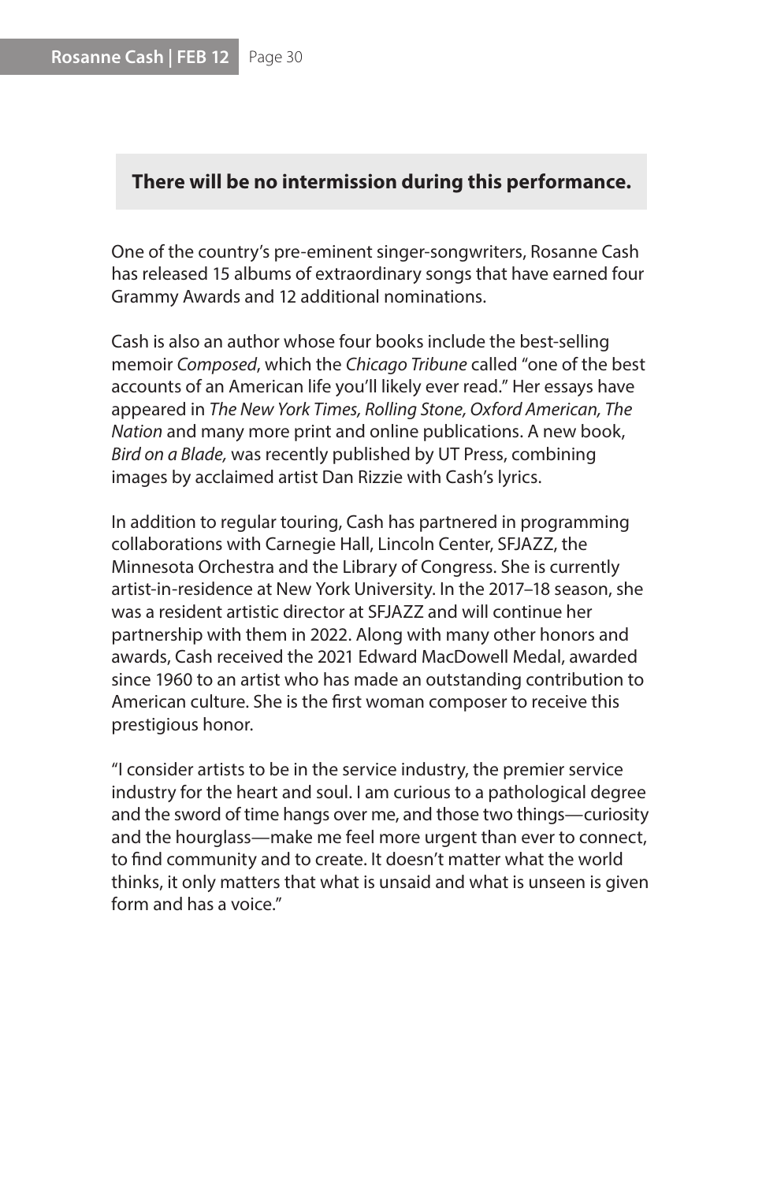**There will be no intermission during this performance.**

One of the country's pre-eminent singer-songwriters, Rosanne Cash has released 15 albums of extraordinary songs that have earned four Grammy Awards and 12 additional nominations.

Cash is also an author whose four books include the best-selling memoir *Composed*, which the *Chicago Tribune* called "one of the best accounts of an American life you'll likely ever read." Her essays have appeared in *The New York Times, Rolling Stone, Oxford American, The Nation* and many more print and online publications. A new book, *Bird on a Blade,* was recently published by UT Press, combining images by acclaimed artist Dan Rizzie with Cash's lyrics.

In addition to regular touring, Cash has partnered in programming collaborations with Carnegie Hall, Lincoln Center, SFJAZZ, the Minnesota Orchestra and the Library of Congress. She is currently artist-in-residence at New York University. In the 2017–18 season, she was a resident artistic director at SFJAZZ and will continue her partnership with them in 2022. Along with many other honors and awards, Cash received the 2021 Edward MacDowell Medal, awarded since 1960 to an artist who has made an outstanding contribution to American culture. She is the first woman composer to receive this prestigious honor.

"I consider artists to be in the service industry, the premier service industry for the heart and soul. I am curious to a pathological degree and the sword of time hangs over me, and those two things—curiosity and the hourglass—make me feel more urgent than ever to connect, to find community and to create. It doesn't matter what the world thinks, it only matters that what is unsaid and what is unseen is given form and has a voice."